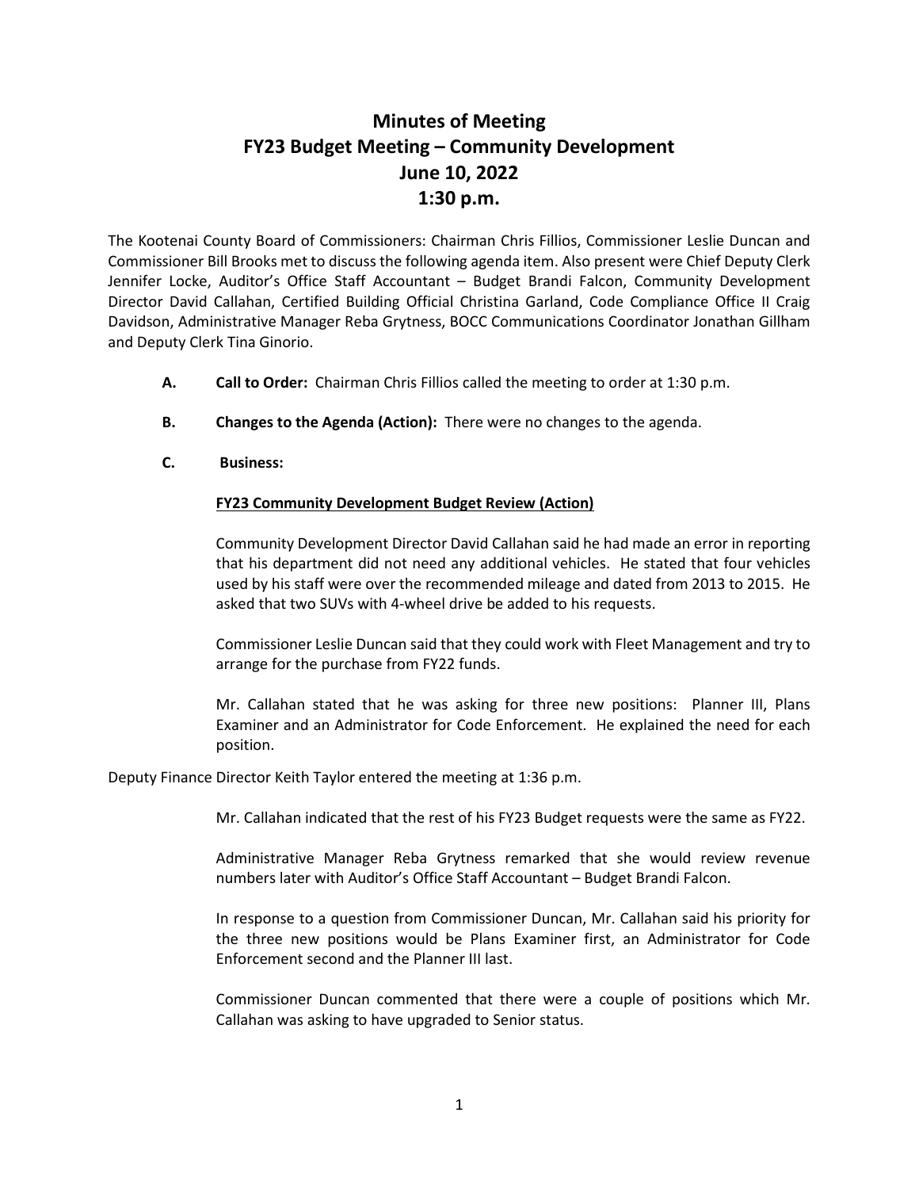# Minutes of Meeting
# FY23 Budget Meeting – Community Development
# June 10, 2022
# 1:30 p.m.

The Kootenai County Board of Commissioners: Chairman Chris Fillios, Commissioner Leslie Duncan and Commissioner Bill Brooks met to discuss the following agenda item. Also present were Chief Deputy Clerk Jennifer Locke, Auditor's Office Staff Accountant – Budget Brandi Falcon, Community Development Director David Callahan, Certified Building Official Christina Garland, Code Compliance Office II Craig Davidson, Administrative Manager Reba Grytness, BOCC Communications Coordinator Jonathan Gillham and Deputy Clerk Tina Ginorio.

**A. Call to Order:** Chairman Chris Fillios called the meeting to order at 1:30 p.m.

**B. Changes to the Agenda (Action):** There were no changes to the agenda.

**C. Business:**

**<u>FY23 Community Development Budget Review (Action)</u>**

Community Development Director David Callahan said he had made an error in reporting that his department did not need any additional vehicles. He stated that four vehicles used by his staff were over the recommended mileage and dated from 2013 to 2015. He asked that two SUVs with 4-wheel drive be added to his requests.

Commissioner Leslie Duncan said that they could work with Fleet Management and try to arrange for the purchase from FY22 funds.

Mr. Callahan stated that he was asking for three new positions: Planner III, Plans Examiner and an Administrator for Code Enforcement. He explained the need for each position.

Deputy Finance Director Keith Taylor entered the meeting at 1:36 p.m.

Mr. Callahan indicated that the rest of his FY23 Budget requests were the same as FY22.

Administrative Manager Reba Grytness remarked that she would review revenue numbers later with Auditor's Office Staff Accountant – Budget Brandi Falcon.

In response to a question from Commissioner Duncan, Mr. Callahan said his priority for the three new positions would be Plans Examiner first, an Administrator for Code Enforcement second and the Planner III last.

Commissioner Duncan commented that there were a couple of positions which Mr. Callahan was asking to have upgraded to Senior status.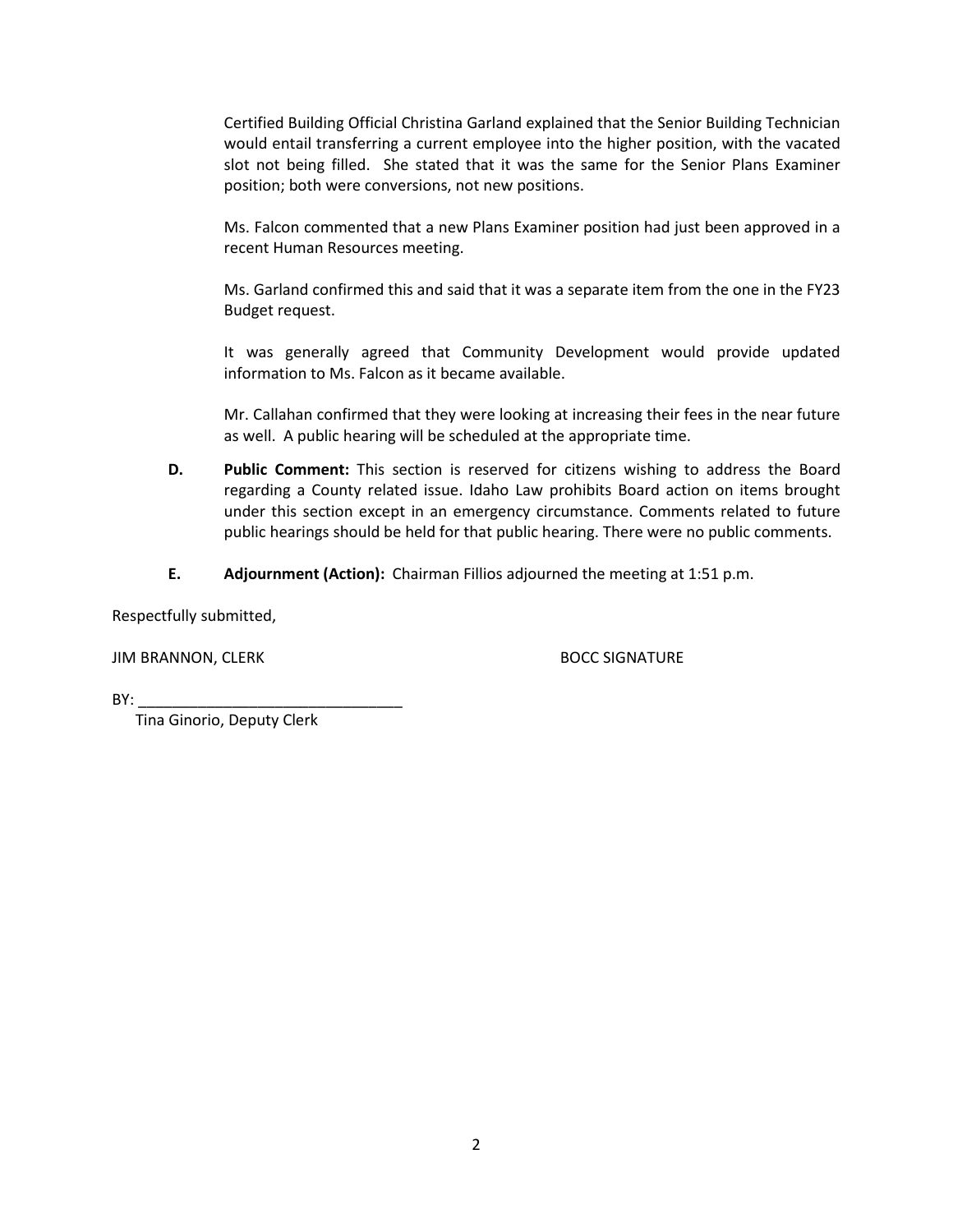Certified Building Official Christina Garland explained that the Senior Building Technician would entail transferring a current employee into the higher position, with the vacated slot not being filled. She stated that it was the same for the Senior Plans Examiner position; both were conversions, not new positions.

Ms. Falcon commented that a new Plans Examiner position had just been approved in a recent Human Resources meeting.

Ms. Garland confirmed this and said that it was a separate item from the one in the FY23 Budget request.

It was generally agreed that Community Development would provide updated information to Ms. Falcon as it became available.

Mr. Callahan confirmed that they were looking at increasing their fees in the near future as well. A public hearing will be scheduled at the appropriate time.

**D.** **Public Comment:** This section is reserved for citizens wishing to address the Board regarding a County related issue. Idaho Law prohibits Board action on items brought under this section except in an emergency circumstance. Comments related to future public hearings should be held for that public hearing. There were no public comments.

**E.** **Adjournment (Action):** Chairman Fillios adjourned the meeting at 1:51 p.m.

Respectfully submitted,

JIM BRANNON, CLERK BOCC SIGNATURE

BY: _______________________________

Tina Ginorio, Deputy Clerk